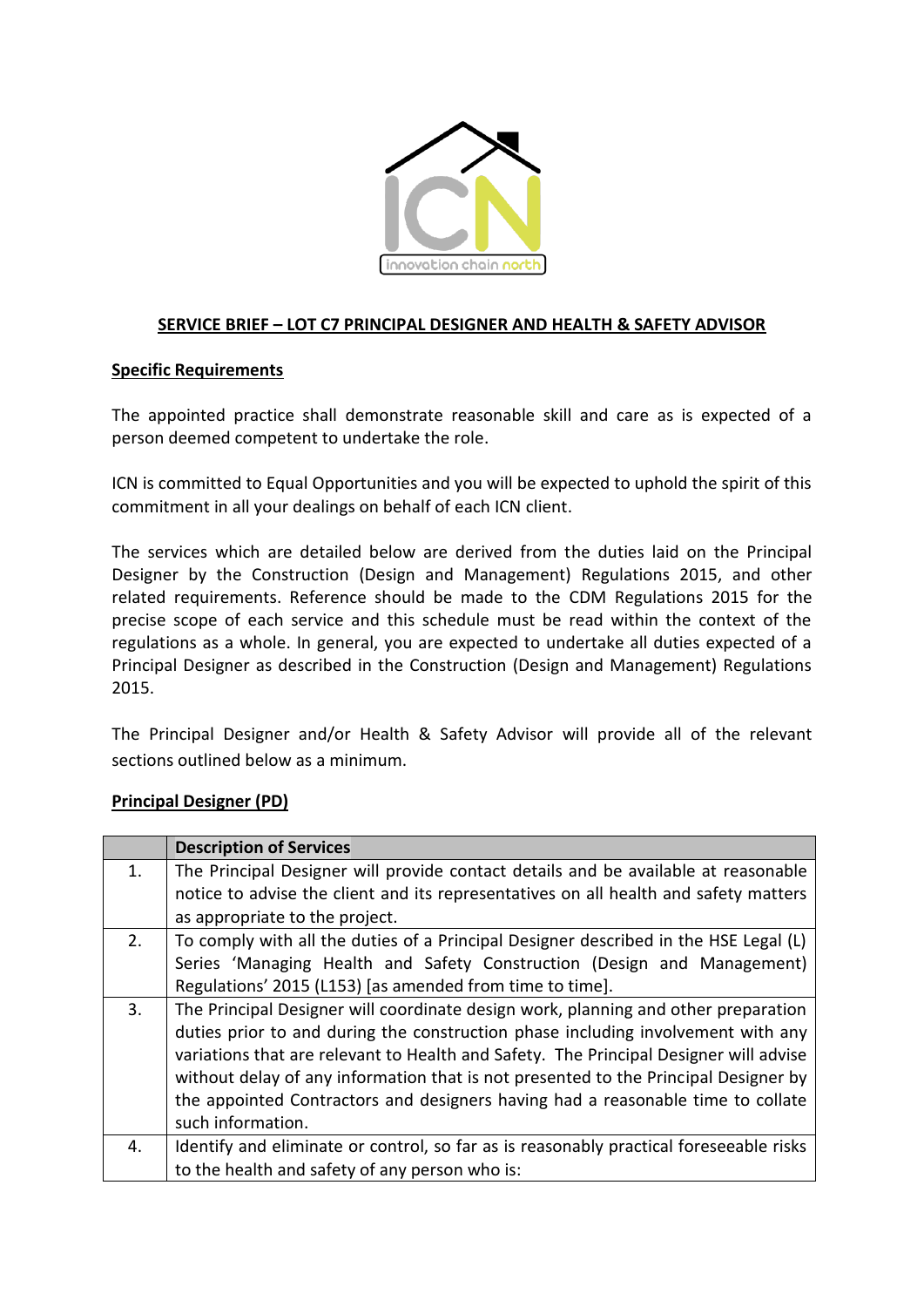**SERVICE BRIEF – LOT C7 PRINCIPAL DESIGNER AND HEALTH & SAFETY ADVISOR**

**Specific Requirements**

The appointed practice shall demonstrate reasonable skill and care as is expected of a person deemed competent to undertake the role.

ICN is committed to Equal Opportunities and you will be expected to uphold the spirit of this commitment in all your dealings on behalf of each ICN client.

The services which are detailed below are derived from the duties laid on the Principal Designer by the Construction (Design and Management) Regulations 2015, and other related requirements. Reference should be made to the CDM Regulations 2015 for the precise scope of each service and this schedule must be read within the context of the regulations as a whole. In general, you are expected to undertake all duties expected of a Principal Designer as described in the Construction (Design and Management) Regulations 2015.

The Principal Designer and/or Health & Safety Advisor will provide all of the relevant sections outlined below as a minimum.

**Principal Designer (PD)**

| | **Description of Services** |
|---|---|
| 1. | The Principal Designer will provide contact details and be available at reasonable notice to advise the client and its representatives on all health and safety matters as appropriate to the project. |
| 2. | To comply with all the duties of a Principal Designer described in the HSE Legal (L) Series 'Managing Health and Safety Construction (Design and Management) Regulations' 2015 (L153) [as amended from time to time]. |
| 3. | The Principal Designer will coordinate design work, planning and other preparation duties prior to and during the construction phase including involvement with any variations that are relevant to Health and Safety. The Principal Designer will advise without delay of any information that is not presented to the Principal Designer by the appointed Contractors and designers having had a reasonable time to collate such information. |
| 4. | Identify and eliminate or control, so far as is reasonably practical foreseeable risks to the health and safety of any person who is: |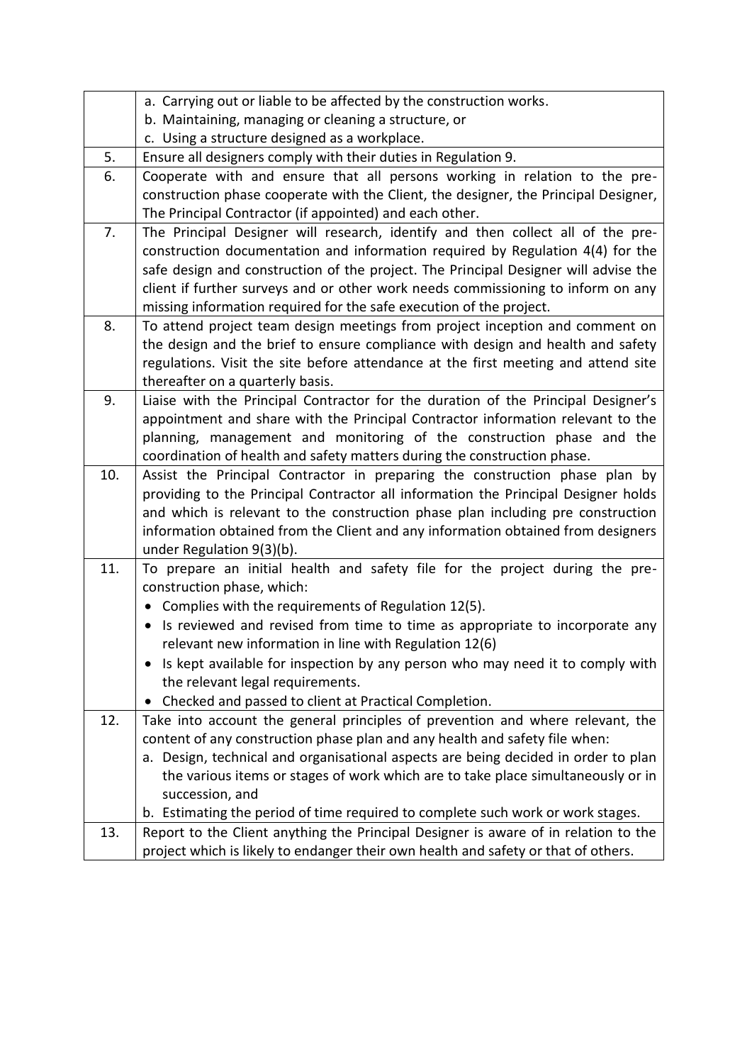| | |
|---|---|
| | a. Carrying out or liable to be affected by the construction works.<br>b. Maintaining, managing or cleaning a structure, or<br>c. Using a structure designed as a workplace. |
| 5. | Ensure all designers comply with their duties in Regulation 9. |
| 6. | Cooperate with and ensure that all persons working in relation to the pre-construction phase cooperate with the Client, the designer, the Principal Designer, The Principal Contractor (if appointed) and each other. |
| 7. | The Principal Designer will research, identify and then collect all of the pre-construction documentation and information required by Regulation 4(4) for the safe design and construction of the project. The Principal Designer will advise the client if further surveys and or other work needs commissioning to inform on any missing information required for the safe execution of the project. |
| 8. | To attend project team design meetings from project inception and comment on the design and the brief to ensure compliance with design and health and safety regulations. Visit the site before attendance at the first meeting and attend site thereafter on a quarterly basis. |
| 9. | Liaise with the Principal Contractor for the duration of the Principal Designer's appointment and share with the Principal Contractor information relevant to the planning, management and monitoring of the construction phase and the coordination of health and safety matters during the construction phase. |
| 10. | Assist the Principal Contractor in preparing the construction phase plan by providing to the Principal Contractor all information the Principal Designer holds and which is relevant to the construction phase plan including pre construction information obtained from the Client and any information obtained from designers under Regulation 9(3)(b). |
| 11. | To prepare an initial health and safety file for the project during the pre-construction phase, which:<br>• Complies with the requirements of Regulation 12(5).<br>• Is reviewed and revised from time to time as appropriate to incorporate any relevant new information in line with Regulation 12(6)<br>• Is kept available for inspection by any person who may need it to comply with the relevant legal requirements.<br>• Checked and passed to client at Practical Completion. |
| 12. | Take into account the general principles of prevention and where relevant, the content of any construction phase plan and any health and safety file when:<br>a. Design, technical and organisational aspects are being decided in order to plan the various items or stages of work which are to take place simultaneously or in succession, and<br>b. Estimating the period of time required to complete such work or work stages. |
| 13. | Report to the Client anything the Principal Designer is aware of in relation to the project which is likely to endanger their own health and safety or that of others. |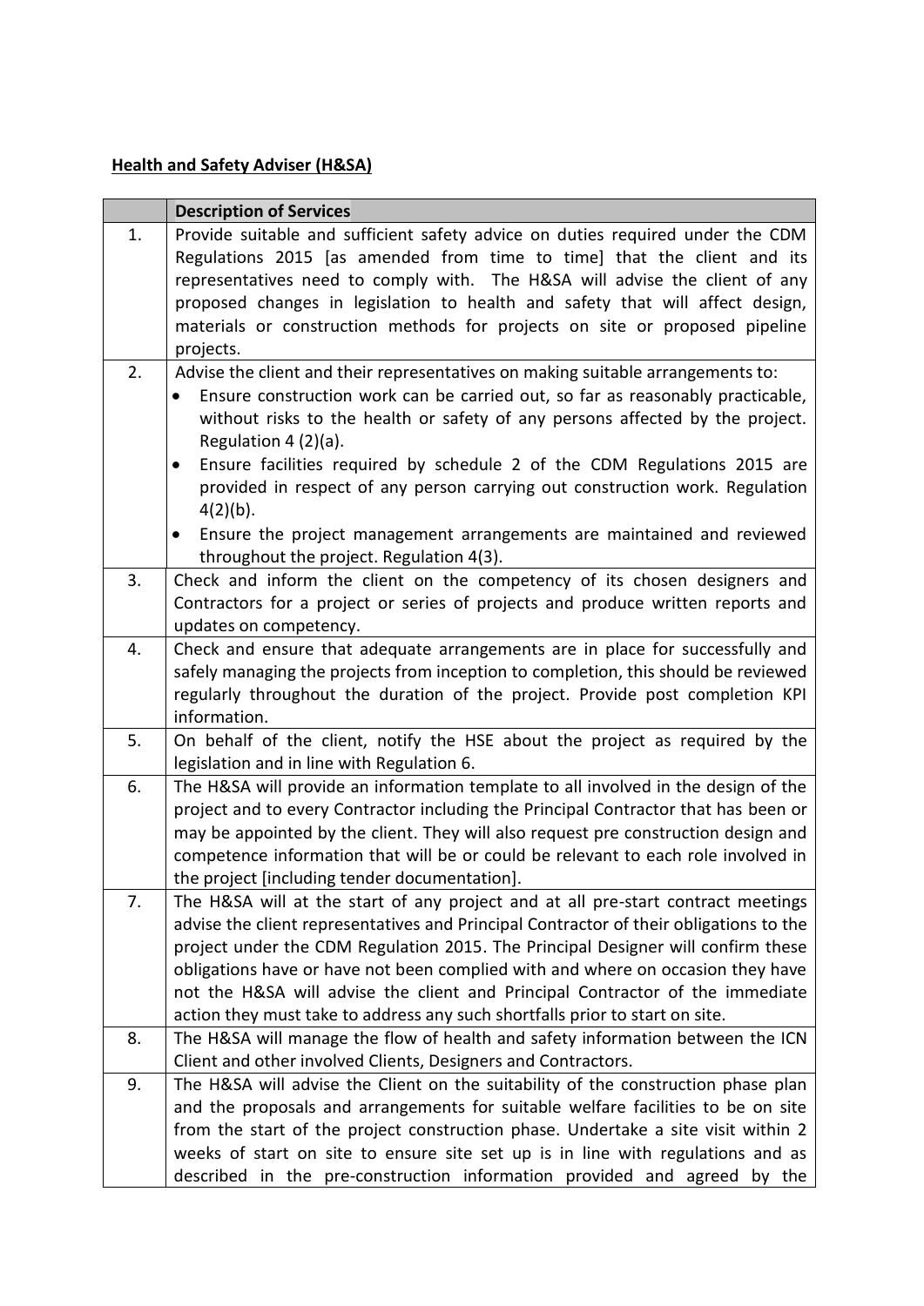**Health and Safety Adviser (H&SA)**

| | **Description of Services** |
|---|---|
| 1. | Provide suitable and sufficient safety advice on duties required under the CDM Regulations 2015 [as amended from time to time] that the client and its representatives need to comply with. The H&SA will advise the client of any proposed changes in legislation to health and safety that will affect design, materials or construction methods for projects on site or proposed pipeline projects. |
| 2. | Advise the client and their representatives on making suitable arrangements to:<br>• Ensure construction work can be carried out, so far as reasonably practicable, without risks to the health or safety of any persons affected by the project. Regulation 4 (2)(a).<br>• Ensure facilities required by schedule 2 of the CDM Regulations 2015 are provided in respect of any person carrying out construction work. Regulation 4(2)(b).<br>• Ensure the project management arrangements are maintained and reviewed throughout the project. Regulation 4(3). |
| 3. | Check and inform the client on the competency of its chosen designers and Contractors for a project or series of projects and produce written reports and updates on competency. |
| 4. | Check and ensure that adequate arrangements are in place for successfully and safely managing the projects from inception to completion, this should be reviewed regularly throughout the duration of the project. Provide post completion KPI information. |
| 5. | On behalf of the client, notify the HSE about the project as required by the legislation and in line with Regulation 6. |
| 6. | The H&SA will provide an information template to all involved in the design of the project and to every Contractor including the Principal Contractor that has been or may be appointed by the client. They will also request pre construction design and competence information that will be or could be relevant to each role involved in the project [including tender documentation]. |
| 7. | The H&SA will at the start of any project and at all pre-start contract meetings advise the client representatives and Principal Contractor of their obligations to the project under the CDM Regulation 2015. The Principal Designer will confirm these obligations have or have not been complied with and where on occasion they have not the H&SA will advise the client and Principal Contractor of the immediate action they must take to address any such shortfalls prior to start on site. |
| 8. | The H&SA will manage the flow of health and safety information between the ICN Client and other involved Clients, Designers and Contractors. |
| 9. | The H&SA will advise the Client on the suitability of the construction phase plan and the proposals and arrangements for suitable welfare facilities to be on site from the start of the project construction phase. Undertake a site visit within 2 weeks of start on site to ensure site set up is in line with regulations and as described in the pre-construction information provided and agreed by the |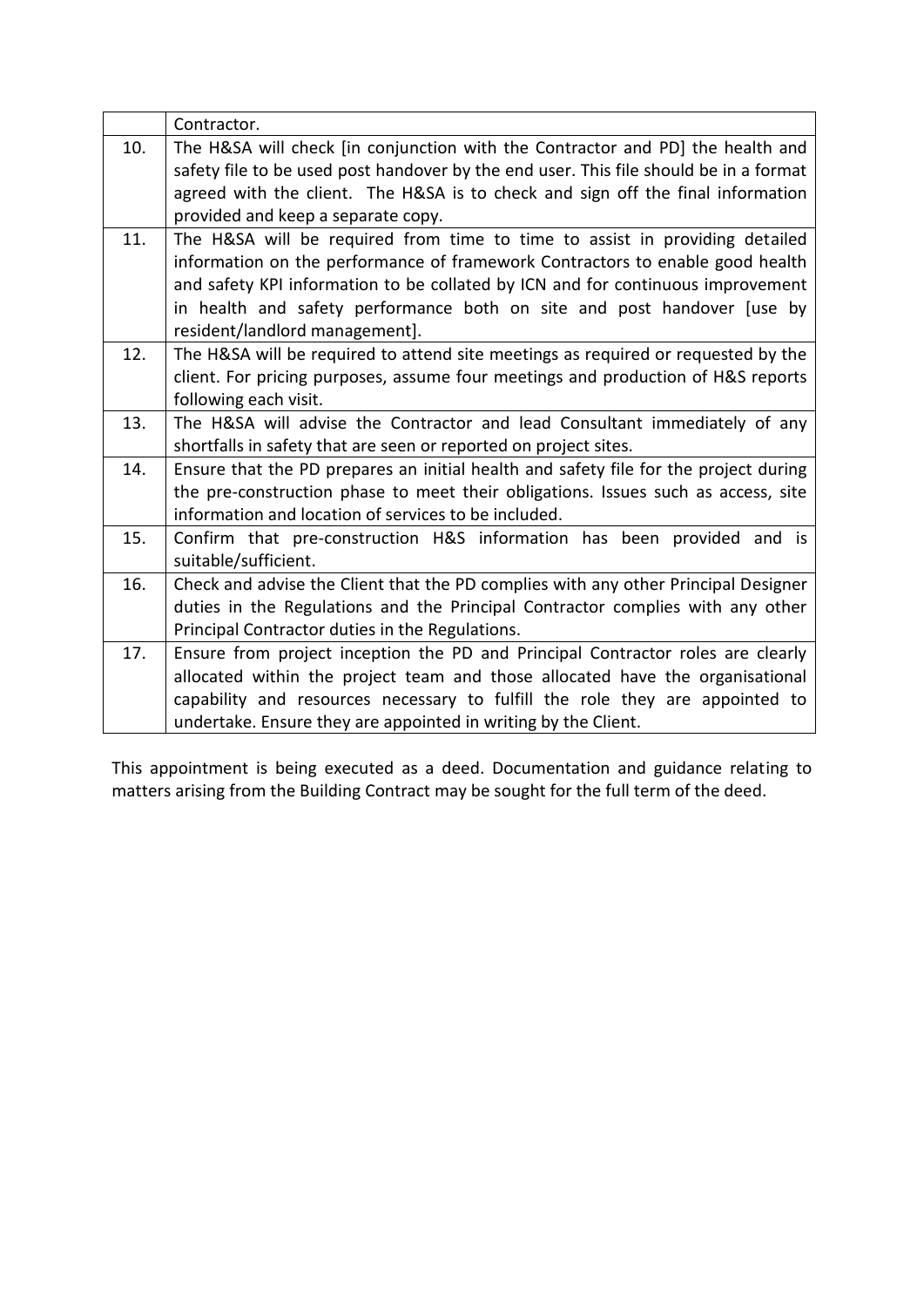| | |
|---|---|
| | Contractor. |
| 10. | The H&SA will check [in conjunction with the Contractor and PD] the health and safety file to be used post handover by the end user. This file should be in a format agreed with the client. The H&SA is to check and sign off the final information provided and keep a separate copy. |
| 11. | The H&SA will be required from time to time to assist in providing detailed information on the performance of framework Contractors to enable good health and safety KPI information to be collated by ICN and for continuous improvement in health and safety performance both on site and post handover [use by resident/landlord management]. |
| 12. | The H&SA will be required to attend site meetings as required or requested by the client. For pricing purposes, assume four meetings and production of H&S reports following each visit. |
| 13. | The H&SA will advise the Contractor and lead Consultant immediately of any shortfalls in safety that are seen or reported on project sites. |
| 14. | Ensure that the PD prepares an initial health and safety file for the project during the pre-construction phase to meet their obligations. Issues such as access, site information and location of services to be included. |
| 15. | Confirm that pre-construction H&S information has been provided and is suitable/sufficient. |
| 16. | Check and advise the Client that the PD complies with any other Principal Designer duties in the Regulations and the Principal Contractor complies with any other Principal Contractor duties in the Regulations. |
| 17. | Ensure from project inception the PD and Principal Contractor roles are clearly allocated within the project team and those allocated have the organisational capability and resources necessary to fulfill the role they are appointed to undertake. Ensure they are appointed in writing by the Client. |

This appointment is being executed as a deed. Documentation and guidance relating to matters arising from the Building Contract may be sought for the full term of the deed.